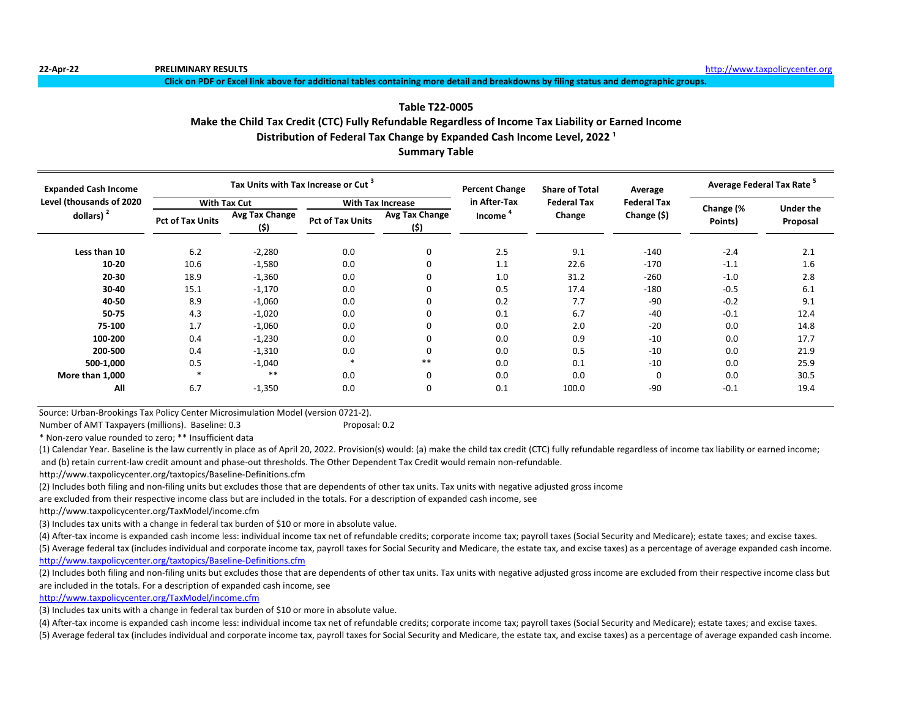22-Apr-22 **PRELIMINARY RESULTS** http://www.taxpolicycenter.org

**Click on PDF or Excel link above for additional tables containing more detail and breakdowns by filing status and demographic groups.**

## Table T22-0005
## Make the Child Tax Credit (CTC) Fully Refundable Regardless of Income Tax Liability or Earned Income
## Distribution of Federal Tax Change by Expanded Cash Income Level, 2022 [1]
## Summary Table

| Expanded Cash Income Level (thousands of 2020 dollars) [2] | Tax Units with Tax Increase or Cut [3] | | | | Percent Change in After-Tax Income [4] | Share of Total Federal Tax Change | Average Federal Tax Change ($) | Average Federal Tax Rate [5] | |
|---|---|---|---|---|---|---|---|---|---|
| | With Tax Cut | | With Tax Increase | | | | | | |
| | Pct of Tax Units | Avg Tax Change ($) | Pct of Tax Units | Avg Tax Change ($) | | | | Change (% Points) | Under the Proposal |
| **Less than 10** | 6.2 | -2,280 | 0.0 | 0 | 2.5 | 9.1 | -140 | -2.4 | 2.1 |
| **10-20** | 10.6 | -1,580 | 0.0 | 0 | 1.1 | 22.6 | -170 | -1.1 | 1.6 |
| **20-30** | 18.9 | -1,360 | 0.0 | 0 | 1.0 | 31.2 | -260 | -1.0 | 2.8 |
| **30-40** | 15.1 | -1,170 | 0.0 | 0 | 0.5 | 17.4 | -180 | -0.5 | 6.1 |
| **40-50** | 8.9 | -1,060 | 0.0 | 0 | 0.2 | 7.7 | -90 | -0.2 | 9.1 |
| **50-75** | 4.3 | -1,020 | 0.0 | 0 | 0.1 | 6.7 | -40 | -0.1 | 12.4 |
| **75-100** | 1.7 | -1,060 | 0.0 | 0 | 0.0 | 2.0 | -20 | 0.0 | 14.8 |
| **100-200** | 0.4 | -1,230 | 0.0 | 0 | 0.0 | 0.9 | -10 | 0.0 | 17.7 |
| **200-500** | 0.4 | -1,310 | 0.0 | 0 | 0.0 | 0.5 | -10 | 0.0 | 21.9 |
| **500-1,000** | 0.5 | -1,040 | * | ** | 0.0 | 0.1 | -10 | 0.0 | 25.9 |
| **More than 1,000** | * | ** | 0.0 | 0 | 0.0 | 0.0 | 0 | 0.0 | 30.5 |
| **All** | 6.7 | -1,350 | 0.0 | 0 | 0.1 | 100.0 | -90 | -0.1 | 19.4 |

Source: Urban-Brookings Tax Policy Center Microsimulation Model (version 0721-2).

Number of AMT Taxpayers (millions). Baseline: 0.3 Proposal: 0.2

* Non-zero value rounded to zero; ** Insufficient data

(1) Calendar Year. Baseline is the law currently in place as of April 20, 2022. Provision(s) would: (a) make the child tax credit (CTC) fully refundable regardless of income tax liability or earned income; and (b) retain current-law credit amount and phase-out thresholds. The Other Dependent Tax Credit would remain non-refundable.

http://www.taxpolicycenter.org/taxtopics/Baseline-Definitions.cfm

(2) Includes both filing and non-filing units but excludes those that are dependents of other tax units. Tax units with negative adjusted gross income are excluded from their respective income class but are included in the totals. For a description of expanded cash income, see

http://www.taxpolicycenter.org/TaxModel/income.cfm

(3) Includes tax units with a change in federal tax burden of $10 or more in absolute value.

(4) After-tax income is expanded cash income less: individual income tax net of refundable credits; corporate income tax; payroll taxes (Social Security and Medicare); estate taxes; and excise taxes.

(5) Average federal tax (includes individual and corporate income tax, payroll taxes for Social Security and Medicare, the estate tax, and excise taxes) as a percentage of average expanded cash income.

http://www.taxpolicycenter.org/taxtopics/Baseline-Definitions.cfm

(2) Includes both filing and non-filing units but excludes those that are dependents of other tax units. Tax units with negative adjusted gross income are excluded from their respective income class but are included in the totals. For a description of expanded cash income, see

http://www.taxpolicycenter.org/TaxModel/income.cfm

(3) Includes tax units with a change in federal tax burden of $10 or more in absolute value.

(4) After-tax income is expanded cash income less: individual income tax net of refundable credits; corporate income tax; payroll taxes (Social Security and Medicare); estate taxes; and excise taxes.

(5) Average federal tax (includes individual and corporate income tax, payroll taxes for Social Security and Medicare, the estate tax, and excise taxes) as a percentage of average expanded cash income.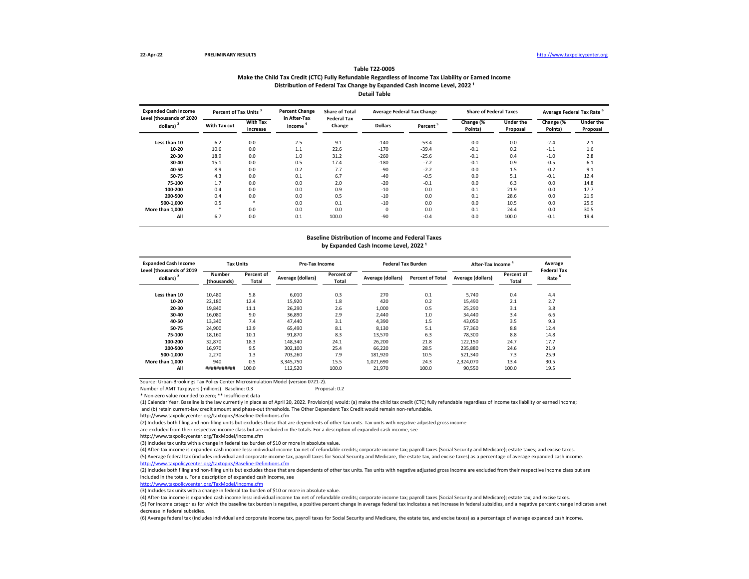22-Apr-22 **PRELIMINARY RESULTS** http://www.taxpolicycenter.org

## Table T22-0005
### Make the Child Tax Credit (CTC) Fully Refundable Regardless of Income Tax Liability or Earned Income
### Distribution of Federal Tax Change by Expanded Cash Income Level, 2022 [1]
### Detail Table

| Expanded Cash Income Level (thousands of 2020 dollars) [2] | Percent of Tax Units [3] | | Percent Change in After-Tax Income [4] | Share of Total Federal Tax Change | Average Federal Tax Change | | Share of Federal Taxes | | Average Federal Tax Rate [6] | |
|---|---|---|---|---|---|---|---|---|---|---|
| | With Tax cut | With Tax Increase | | | Dollars | Percent [5] | Change (% Points) | Under the Proposal | Change (% Points) | Under the Proposal |
| Less than 10 | 6.2 | 0.0 | 2.5 | 9.1 | -140 | -53.4 | 0.0 | 0.0 | -2.4 | 2.1 |
| 10-20 | 10.6 | 0.0 | 1.1 | 22.6 | -170 | -39.4 | -0.1 | 0.2 | -1.1 | 1.6 |
| 20-30 | 18.9 | 0.0 | 1.0 | 31.2 | -260 | -25.6 | -0.1 | 0.4 | -1.0 | 2.8 |
| 30-40 | 15.1 | 0.0 | 0.5 | 17.4 | -180 | -7.2 | -0.1 | 0.9 | -0.5 | 6.1 |
| 40-50 | 8.9 | 0.0 | 0.2 | 7.7 | -90 | -2.2 | 0.0 | 1.5 | -0.2 | 9.1 |
| 50-75 | 4.3 | 0.0 | 0.1 | 6.7 | -40 | -0.5 | 0.0 | 5.1 | -0.1 | 12.4 |
| 75-100 | 1.7 | 0.0 | 0.0 | 2.0 | -20 | -0.1 | 0.0 | 6.3 | 0.0 | 14.8 |
| 100-200 | 0.4 | 0.0 | 0.0 | 0.9 | -10 | 0.0 | 0.1 | 21.9 | 0.0 | 17.7 |
| 200-500 | 0.4 | 0.0 | 0.0 | 0.5 | -10 | 0.0 | 0.1 | 28.6 | 0.0 | 21.9 |
| 500-1,000 | 0.5 | * | 0.0 | 0.1 | -10 | 0.0 | 0.0 | 10.5 | 0.0 | 25.9 |
| More than 1,000 | * | 0.0 | 0.0 | 0.0 | 0 | 0.0 | 0.1 | 24.4 | 0.0 | 30.5 |
| All | 6.7 | 0.0 | 0.1 | 100.0 | -90 | -0.4 | 0.0 | 100.0 | -0.1 | 19.4 |

### Baseline Distribution of Income and Federal Taxes by Expanded Cash Income Level, 2022 [1]

| Expanded Cash Income Level (thousands of 2019 dollars) [2] | Tax Units | | Pre-Tax Income | | Federal Tax Burden | | After-Tax Income [4] | | Average Federal Tax Rate [6] |
|---|---|---|---|---|---|---|---|---|---|
| | Number (thousands) | Percent of Total | Average (dollars) | Percent of Total | Average (dollars) | Percent of Total | Average (dollars) | Percent of Total | |
| Less than 10 | 10,480 | 5.8 | 6,010 | 0.3 | 270 | 0.1 | 5,740 | 0.4 | 4.4 |
| 10-20 | 22,180 | 12.4 | 15,920 | 1.8 | 420 | 0.2 | 15,490 | 2.1 | 2.7 |
| 20-30 | 19,840 | 11.1 | 26,290 | 2.6 | 1,000 | 0.5 | 25,290 | 3.1 | 3.8 |
| 30-40 | 16,080 | 9.0 | 36,890 | 2.9 | 2,440 | 1.0 | 34,440 | 3.4 | 6.6 |
| 40-50 | 13,340 | 7.4 | 47,440 | 3.1 | 4,390 | 1.5 | 43,050 | 3.5 | 9.3 |
| 50-75 | 24,900 | 13.9 | 65,490 | 8.1 | 8,130 | 5.1 | 57,360 | 8.8 | 12.4 |
| 75-100 | 18,160 | 10.1 | 91,870 | 8.3 | 13,570 | 6.3 | 78,300 | 8.8 | 14.8 |
| 100-200 | 32,870 | 18.3 | 148,340 | 24.1 | 26,200 | 21.8 | 122,150 | 24.7 | 17.7 |
| 200-500 | 16,970 | 9.5 | 302,100 | 25.4 | 66,220 | 28.5 | 235,880 | 24.6 | 21.9 |
| 500-1,000 | 2,270 | 1.3 | 703,260 | 7.9 | 181,920 | 10.5 | 521,340 | 7.3 | 25.9 |
| More than 1,000 | 940 | 0.5 | 3,345,750 | 15.5 | 1,021,690 | 24.3 | 2,324,070 | 13.4 | 30.5 |
| All | ########### | 100.0 | 112,520 | 100.0 | 21,970 | 100.0 | 90,550 | 100.0 | 19.5 |

Source: Urban-Brookings Tax Policy Center Microsimulation Model (version 0721-2).

Number of AMT Taxpayers (millions). Baseline: 0.3 Proposal: 0.2

* Non-zero value rounded to zero; ** Insufficient data

(1) Calendar Year. Baseline is the law currently in place as of April 20, 2022. Provision(s) would: (a) make the child tax credit (CTC) fully refundable regardless of income tax liability or earned income; and (b) retain current-law credit amount and phase-out thresholds. The Other Dependent Tax Credit would remain non-refundable.

http://www.taxpolicycenter.org/taxtopics/Baseline-Definitions.cfm

(2) Includes both filing and non-filing units but excludes those that are dependents of other tax units. Tax units with negative adjusted gross income are excluded from their respective income class but are included in the totals. For a description of expanded cash income, see

http://www.taxpolicycenter.org/TaxModel/income.cfm

(3) Includes tax units with a change in federal tax burden of $10 or more in absolute value.

(4) After-tax income is expanded cash income less: individual income tax net of refundable credits; corporate income tax; payroll taxes (Social Security and Medicare); estate taxes; and excise taxes.

(5) Average federal tax (includes individual and corporate income tax, payroll taxes for Social Security and Medicare, the estate tax, and excise taxes) as a percentage of average expanded cash income.

http://www.taxpolicycenter.org/taxtopics/Baseline-Definitions.cfm

(2) Includes both filing and non-filing units but excludes those that are dependents of other tax units. Tax units with negative adjusted gross income are excluded from their respective income class but are included in the totals. For a description of expanded cash income, see

http://www.taxpolicycenter.org/TaxModel/income.cfm

(3) Includes tax units with a change in federal tax burden of $10 or more in absolute value.

(4) After-tax income is expanded cash income less: individual income tax net of refundable credits; corporate income tax; payroll taxes (Social Security and Medicare); estate tax; and excise taxes.

(5) For income categories for which the baseline tax burden is negative, a positive percent change in average federal tax indicates a net increase in federal subsidies, and a negative percent change indicates a net decrease in federal subsidies.

(6) Average federal tax (includes individual and corporate income tax, payroll taxes for Social Security and Medicare, the estate tax, and excise taxes) as a percentage of average expanded cash income.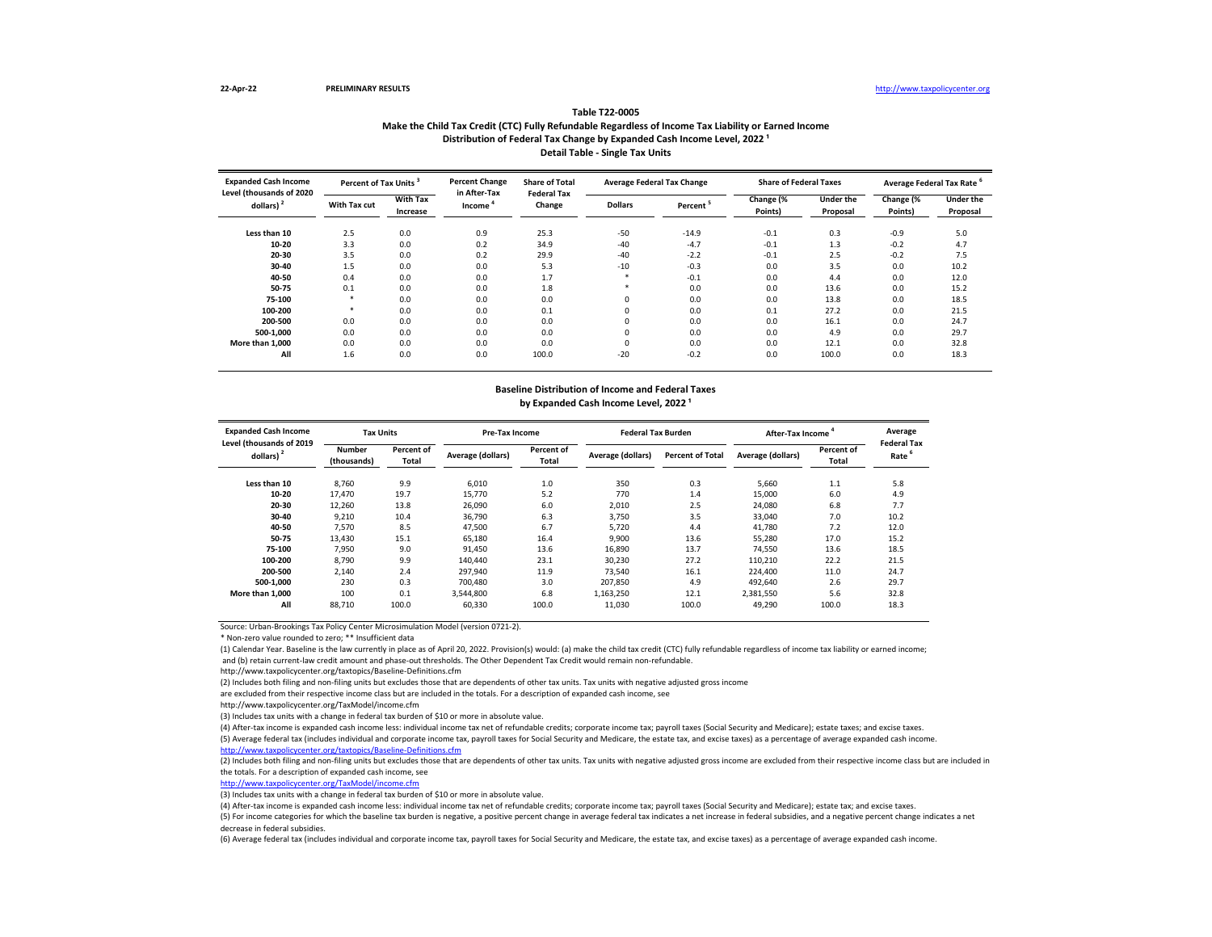22-Apr-22 **PRELIMINARY RESULTS** http://www.taxpolicycenter.org

### Table T22-0005
### Make the Child Tax Credit (CTC) Fully Refundable Regardless of Income Tax Liability or Earned Income
### Distribution of Federal Tax Change by Expanded Cash Income Level, 2022 [1]
### Detail Table - Single Tax Units

| Expanded Cash Income Level (thousands of 2020 dollars) [2] | Percent of Tax Units [3] | | Percent Change in After-Tax Income [4] | Share of Total Federal Tax Change | Average Federal Tax Change | | Share of Federal Taxes | | Average Federal Tax Rate [6] | |
|---|---|---|---|---|---|---|---|---|---|---|
| | With Tax cut | With Tax Increase | | | Dollars | Percent [5] | Change (% Points) | Under the Proposal | Change (% Points) | Under the Proposal |
| Less than 10 | 2.5 | 0.0 | 0.9 | 25.3 | -50 | -14.9 | -0.1 | 0.3 | -0.9 | 5.0 |
| 10-20 | 3.3 | 0.0 | 0.2 | 34.9 | -40 | -4.7 | -0.1 | 1.3 | -0.2 | 4.7 |
| 20-30 | 3.5 | 0.0 | 0.2 | 29.9 | -40 | -2.2 | -0.1 | 2.5 | -0.2 | 7.5 |
| 30-40 | 1.5 | 0.0 | 0.0 | 5.3 | -10 | -0.3 | 0.0 | 3.5 | 0.0 | 10.2 |
| 40-50 | 0.4 | 0.0 | 0.0 | 1.7 | * | -0.1 | 0.0 | 4.4 | 0.0 | 12.0 |
| 50-75 | 0.1 | 0.0 | 0.0 | 1.8 | * | 0.0 | 0.0 | 13.6 | 0.0 | 15.2 |
| 75-100 | * | 0.0 | 0.0 | 0.0 | 0 | 0.0 | 0.0 | 13.8 | 0.0 | 18.5 |
| 100-200 | * | 0.0 | 0.0 | 0.1 | 0 | 0.0 | 0.1 | 27.2 | 0.0 | 21.5 |
| 200-500 | 0.0 | 0.0 | 0.0 | 0.0 | 0 | 0.0 | 0.0 | 16.1 | 0.0 | 24.7 |
| 500-1,000 | 0.0 | 0.0 | 0.0 | 0.0 | 0 | 0.0 | 0.0 | 4.9 | 0.0 | 29.7 |
| More than 1,000 | 0.0 | 0.0 | 0.0 | 0.0 | 0 | 0.0 | 0.0 | 12.1 | 0.0 | 32.8 |
| All | 1.6 | 0.0 | 0.0 | 100.0 | -20 | -0.2 | 0.0 | 100.0 | 0.0 | 18.3 |

### Baseline Distribution of Income and Federal Taxes
### by Expanded Cash Income Level, 2022 [1]

| Expanded Cash Income Level (thousands of 2019 dollars) [2] | Tax Units | | Pre-Tax Income | | Federal Tax Burden | | After-Tax Income [4] | | Average Federal Tax Rate [6] |
|---|---|---|---|---|---|---|---|---|---|
| | Number (thousands) | Percent of Total | Average (dollars) | Percent of Total | Average (dollars) | Percent of Total | Average (dollars) | Percent of Total | |
| Less than 10 | 8,760 | 9.9 | 6,010 | 1.0 | 350 | 0.3 | 5,660 | 1.1 | 5.8 |
| 10-20 | 17,470 | 19.7 | 15,770 | 5.2 | 770 | 1.4 | 15,000 | 6.0 | 4.9 |
| 20-30 | 12,260 | 13.8 | 26,090 | 6.0 | 2,010 | 2.5 | 24,080 | 6.8 | 7.7 |
| 30-40 | 9,210 | 10.4 | 36,790 | 6.3 | 3,750 | 3.5 | 33,040 | 7.0 | 10.2 |
| 40-50 | 7,570 | 8.5 | 47,500 | 6.7 | 5,720 | 4.4 | 41,780 | 7.2 | 12.0 |
| 50-75 | 13,430 | 15.1 | 65,180 | 16.4 | 9,900 | 13.6 | 55,280 | 17.0 | 15.2 |
| 75-100 | 7,950 | 9.0 | 91,450 | 13.6 | 16,890 | 13.7 | 74,550 | 13.6 | 18.5 |
| 100-200 | 8,790 | 9.9 | 140,440 | 23.1 | 30,230 | 27.2 | 110,210 | 22.2 | 21.5 |
| 200-500 | 2,140 | 2.4 | 297,940 | 11.9 | 73,540 | 16.1 | 224,400 | 11.0 | 24.7 |
| 500-1,000 | 230 | 0.3 | 700,480 | 3.0 | 207,850 | 4.9 | 492,640 | 2.6 | 29.7 |
| More than 1,000 | 100 | 0.1 | 3,544,800 | 6.8 | 1,163,250 | 12.1 | 2,381,550 | 5.6 | 32.8 |
| All | 88,710 | 100.0 | 60,330 | 100.0 | 11,030 | 100.0 | 49,290 | 100.0 | 18.3 |

Source: Urban-Brookings Tax Policy Center Microsimulation Model (version 0721-2).

* Non-zero value rounded to zero; ** Insufficient data

(1) Calendar Year. Baseline is the law currently in place as of April 20, 2022. Provision(s) would: (a) make the child tax credit (CTC) fully refundable regardless of income tax liability or earned income; and (b) retain current-law credit amount and phase-out thresholds. The Other Dependent Tax Credit would remain non-refundable.

http://www.taxpolicycenter.org/taxtopics/Baseline-Definitions.cfm

(2) Includes both filing and non-filing units but excludes those that are dependents of other tax units. Tax units with negative adjusted gross income are excluded from their respective income class but are included in the totals. For a description of expanded cash income, see

http://www.taxpolicycenter.org/TaxModel/income.cfm

(3) Includes tax units with a change in federal tax burden of $10 or more in absolute value.

(4) After-tax income is expanded cash income less: individual income tax net of refundable credits; corporate income tax; payroll taxes (Social Security and Medicare); estate taxes; and excise taxes.

(5) Average federal tax (includes individual and corporate income tax, payroll taxes for Social Security and Medicare, the estate tax, and excise taxes) as a percentage of average expanded cash income.

http://www.taxpolicycenter.org/taxtopics/Baseline-Definitions.cfm

(2) Includes both filing and non-filing units but excludes those that are dependents of other tax units. Tax units with negative adjusted gross income are excluded from their respective income class but are included in the totals. For a description of expanded cash income, see

http://www.taxpolicycenter.org/TaxModel/income.cfm

(3) Includes tax units with a change in federal tax burden of $10 or more in absolute value.

(4) After-tax income is expanded cash income less: individual income tax net of refundable credits; corporate income tax; payroll taxes (Social Security and Medicare); estate tax; and excise taxes.

(5) For income categories for which the baseline tax burden is negative, a positive percent change in average federal tax indicates a net increase in federal subsidies, and a negative percent change indicates a net decrease in federal subsidies.

(6) Average federal tax (includes individual and corporate income tax, payroll taxes for Social Security and Medicare, the estate tax, and excise taxes) as a percentage of average expanded cash income.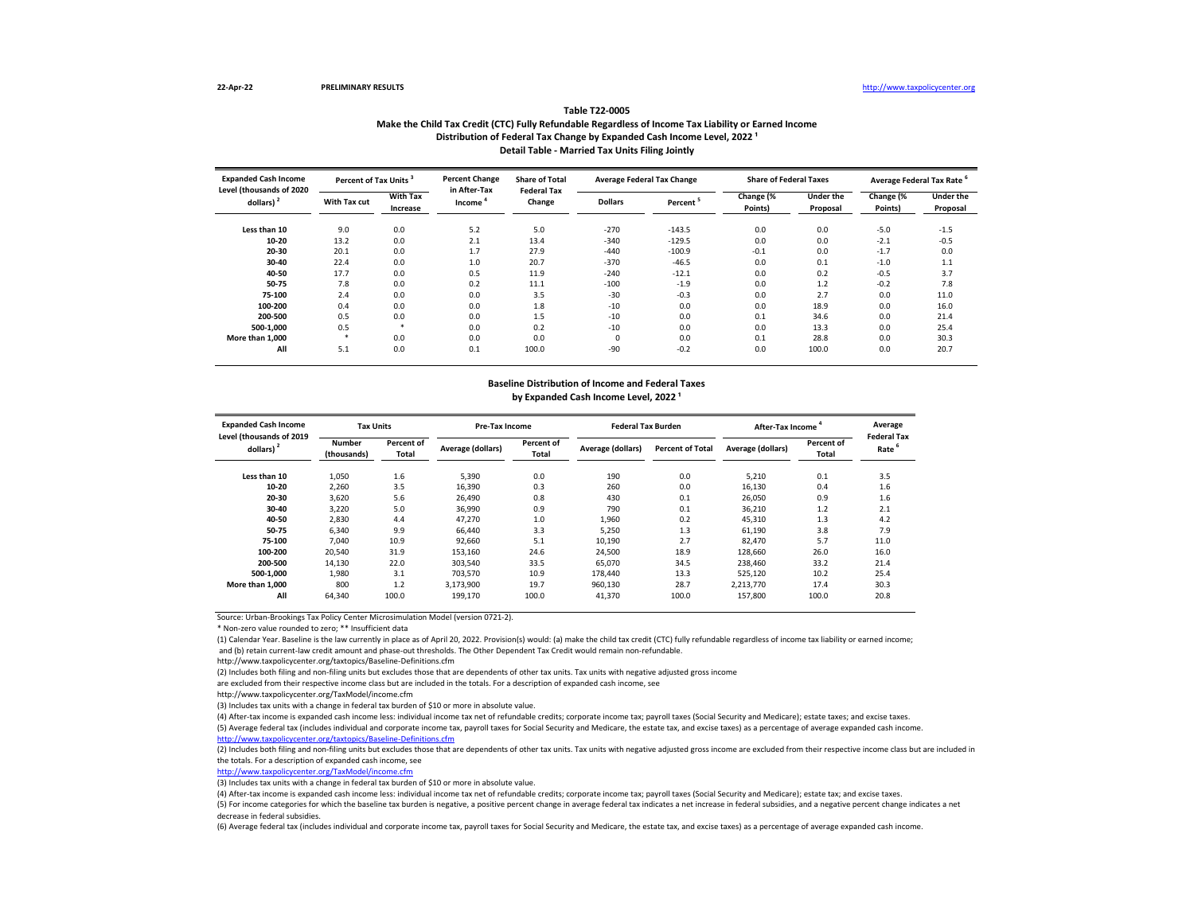22-Apr-22 PRELIMINARY RESULTS http://www.taxpolicycenter.org

### Table T22-0005

### Make the Child Tax Credit (CTC) Fully Refundable Regardless of Income Tax Liability or Earned Income

### Distribution of Federal Tax Change by Expanded Cash Income Level, 2022 [1]

### Detail Table - Married Tax Units Filing Jointly

| Expanded Cash Income Level (thousands of 2020 dollars) [2] | Percent of Tax Units [3] | | Percent Change in After-Tax Income [4] | Share of Total Federal Tax Change | Average Federal Tax Change | | Share of Federal Taxes | | Average Federal Tax Rate [6] | |
|---|---|---|---|---|---|---|---|---|---|---|
| | With Tax cut | With Tax Increase | | | Dollars | Percent [5] | Change (% Points) | Under the Proposal | Change (% Points) | Under the Proposal |
| Less than 10 | 9.0 | 0.0 | 5.2 | 5.0 | -270 | -143.5 | 0.0 | 0.0 | -5.0 | -1.5 |
| 10-20 | 13.2 | 0.0 | 2.1 | 13.4 | -340 | -129.5 | 0.0 | 0.0 | -2.1 | -0.5 |
| 20-30 | 20.1 | 0.0 | 1.7 | 27.9 | -440 | -100.9 | -0.1 | 0.0 | -1.7 | 0.0 |
| 30-40 | 22.4 | 0.0 | 1.0 | 20.7 | -370 | -46.5 | 0.0 | 0.1 | -1.0 | 1.1 |
| 40-50 | 17.7 | 0.0 | 0.5 | 11.9 | -240 | -12.1 | 0.0 | 0.2 | -0.5 | 3.7 |
| 50-75 | 7.8 | 0.0 | 0.2 | 11.1 | -100 | -1.9 | 0.0 | 1.2 | -0.2 | 7.8 |
| 75-100 | 2.4 | 0.0 | 0.0 | 3.5 | -30 | -0.3 | 0.0 | 2.7 | 0.0 | 11.0 |
| 100-200 | 0.4 | 0.0 | 0.0 | 1.8 | -10 | 0.0 | 0.0 | 18.9 | 0.0 | 16.0 |
| 200-500 | 0.5 | 0.0 | 0.0 | 1.5 | -10 | 0.0 | 0.1 | 34.6 | 0.0 | 21.4 |
| 500-1,000 | 0.5 | * | 0.0 | 0.2 | -10 | 0.0 | 0.0 | 13.3 | 0.0 | 25.4 |
| More than 1,000 | * | 0.0 | 0.0 | 0.0 | 0 | 0.0 | 0.1 | 28.8 | 0.0 | 30.3 |
| All | 5.1 | 0.0 | 0.1 | 100.0 | -90 | -0.2 | 0.0 | 100.0 | 0.0 | 20.7 |

### Baseline Distribution of Income and Federal Taxes

### by Expanded Cash Income Level, 2022 [1]

| Expanded Cash Income Level (thousands of 2019 dollars) [2] | Tax Units | | Pre-Tax Income | | Federal Tax Burden | | After-Tax Income [4] | | Average Federal Tax Rate [6] |
|---|---|---|---|---|---|---|---|---|---|
| | Number (thousands) | Percent of Total | Average (dollars) | Percent of Total | Average (dollars) | Percent of Total | Average (dollars) | Percent of Total | |
| Less than 10 | 1,050 | 1.6 | 5,390 | 0.0 | 190 | 0.0 | 5,210 | 0.1 | 3.5 |
| 10-20 | 2,260 | 3.5 | 16,390 | 0.3 | 260 | 0.0 | 16,130 | 0.4 | 1.6 |
| 20-30 | 3,620 | 5.6 | 26,490 | 0.8 | 430 | 0.1 | 26,050 | 0.9 | 1.6 |
| 30-40 | 3,220 | 5.0 | 36,990 | 0.9 | 790 | 0.1 | 36,210 | 1.2 | 2.1 |
| 40-50 | 2,830 | 4.4 | 47,270 | 1.0 | 1,960 | 0.2 | 45,310 | 1.3 | 4.2 |
| 50-75 | 6,340 | 9.9 | 66,440 | 3.3 | 5,250 | 1.3 | 61,190 | 3.8 | 7.9 |
| 75-100 | 7,040 | 10.9 | 92,660 | 5.1 | 10,190 | 2.7 | 82,470 | 5.7 | 11.0 |
| 100-200 | 20,540 | 31.9 | 153,160 | 24.6 | 24,500 | 18.9 | 128,660 | 26.0 | 16.0 |
| 200-500 | 14,130 | 22.0 | 303,540 | 33.5 | 65,070 | 34.5 | 238,460 | 33.2 | 21.4 |
| 500-1,000 | 1,980 | 3.1 | 703,570 | 10.9 | 178,440 | 13.3 | 525,120 | 10.2 | 25.4 |
| More than 1,000 | 800 | 1.2 | 3,173,900 | 19.7 | 960,130 | 28.7 | 2,213,770 | 17.4 | 30.3 |
| All | 64,340 | 100.0 | 199,170 | 100.0 | 41,370 | 100.0 | 157,800 | 100.0 | 20.8 |

Source: Urban-Brookings Tax Policy Center Microsimulation Model (version 0721-2).

* Non-zero value rounded to zero; ** Insufficient data

(1) Calendar Year. Baseline is the law currently in place as of April 20, 2022. Provision(s) would: (a) make the child tax credit (CTC) fully refundable regardless of income tax liability or earned income; and (b) retain current-law credit amount and phase-out thresholds. The Other Dependent Tax Credit would remain non-refundable.

http://www.taxpolicycenter.org/taxtopics/Baseline-Definitions.cfm

(2) Includes both filing and non-filing units but excludes those that are dependents of other tax units. Tax units with negative adjusted gross income are excluded from their respective income class but are included in the totals. For a description of expanded cash income, see

http://www.taxpolicycenter.org/TaxModel/income.cfm

(3) Includes tax units with a change in federal tax burden of $10 or more in absolute value.

(4) After-tax income is expanded cash income less: individual income tax net of refundable credits; corporate income tax; payroll taxes (Social Security and Medicare); estate taxes; and excise taxes.

(5) Average federal tax (includes individual and corporate income tax, payroll taxes for Social Security and Medicare, the estate tax, and excise taxes) as a percentage of average expanded cash income.

http://www.taxpolicycenter.org/taxtopics/Baseline-Definitions.cfm

(2) Includes both filing and non-filing units but excludes those that are dependents of other tax units. Tax units with negative adjusted gross income are excluded from their respective income class but are included in the totals. For a description of expanded cash income, see

http://www.taxpolicycenter.org/TaxModel/income.cfm

(3) Includes tax units with a change in federal tax burden of $10 or more in absolute value.

(4) After-tax income is expanded cash income less: individual income tax net of refundable credits; corporate income tax; payroll taxes (Social Security and Medicare); estate tax; and excise taxes.

(5) For income categories for which the baseline tax burden is negative, a positive percent change in average federal tax indicates a net increase in federal subsidies, and a negative percent change indicates a net decrease in federal subsidies.

(6) Average federal tax (includes individual and corporate income tax, payroll taxes for Social Security and Medicare, the estate tax, and excise taxes) as a percentage of average expanded cash income.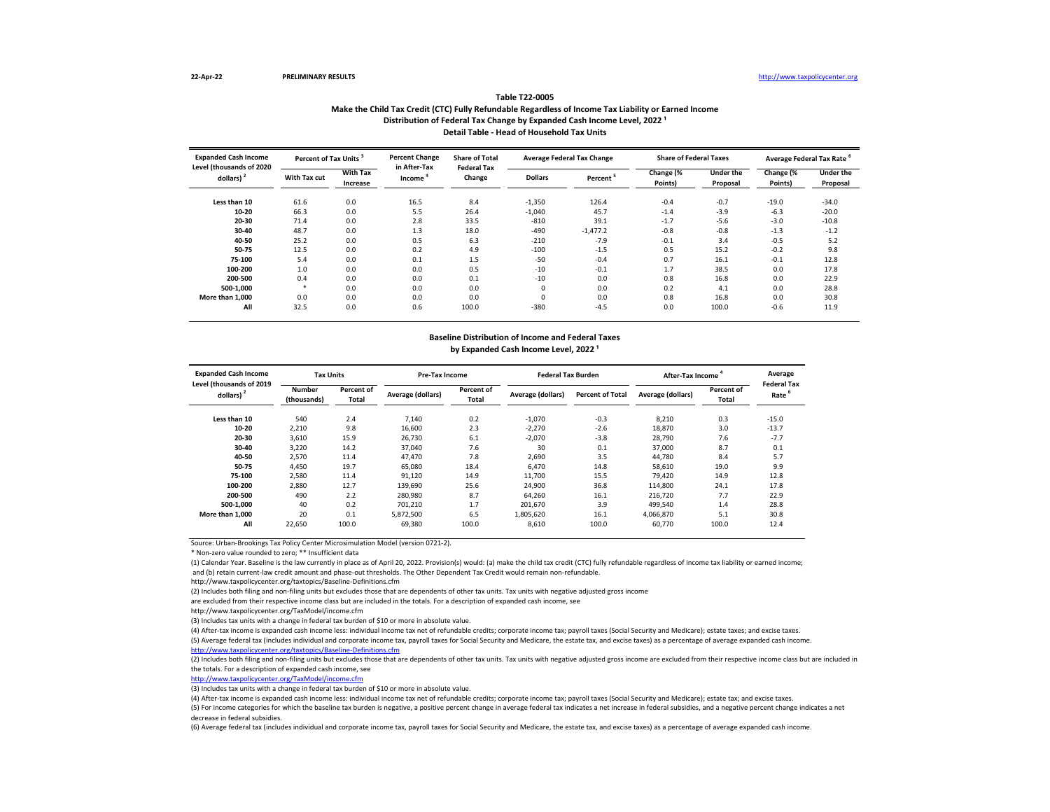22-Apr-22 PRELIMINARY RESULTS http://www.taxpolicycenter.org

### Table T22-0005
### Make the Child Tax Credit (CTC) Fully Refundable Regardless of Income Tax Liability or Earned Income
### Distribution of Federal Tax Change by Expanded Cash Income Level, 2022 [1]
### Detail Table - Head of Household Tax Units

| Expanded Cash Income Level (thousands of 2020 dollars) [2] | Percent of Tax Units [3] | | Percent Change in After-Tax Income [4] | Share of Total Federal Tax Change | Average Federal Tax Change | | Share of Federal Taxes | | Average Federal Tax Rate [6] | |
|---|---|---|---|---|---|---|---|---|---|---|
| | With Tax cut | With Tax Increase | | | Dollars | Percent [5] | Change (% Points) | Under the Proposal | Change (% Points) | Under the Proposal |
| Less than 10 | 61.6 | 0.0 | 16.5 | 8.4 | -1,350 | 126.4 | -0.4 | -0.7 | -19.0 | -34.0 |
| 10-20 | 66.3 | 0.0 | 5.5 | 26.4 | -1,040 | 45.7 | -1.4 | -3.9 | -6.3 | -20.0 |
| 20-30 | 71.4 | 0.0 | 2.8 | 33.5 | -810 | 39.1 | -1.7 | -5.6 | -3.0 | -10.8 |
| 30-40 | 48.7 | 0.0 | 1.3 | 18.0 | -490 | -1,477.2 | -0.8 | -0.8 | -1.3 | -1.2 |
| 40-50 | 25.2 | 0.0 | 0.5 | 6.3 | -210 | -7.9 | -0.1 | 3.4 | -0.5 | 5.2 |
| 50-75 | 12.5 | 0.0 | 0.2 | 4.9 | -100 | -1.5 | 0.5 | 15.2 | -0.2 | 9.8 |
| 75-100 | 5.4 | 0.0 | 0.1 | 1.5 | -50 | -0.4 | 0.7 | 16.1 | -0.1 | 12.8 |
| 100-200 | 1.0 | 0.0 | 0.0 | 0.5 | -10 | -0.1 | 1.7 | 38.5 | 0.0 | 17.8 |
| 200-500 | 0.4 | 0.0 | 0.0 | 0.1 | -10 | 0.0 | 0.8 | 16.8 | 0.0 | 22.9 |
| 500-1,000 | * | 0.0 | 0.0 | 0.0 | 0 | 0.0 | 0.2 | 4.1 | 0.0 | 28.8 |
| More than 1,000 | 0.0 | 0.0 | 0.0 | 0.0 | 0 | 0.0 | 0.8 | 16.8 | 0.0 | 30.8 |
| All | 32.5 | 0.0 | 0.6 | 100.0 | -380 | -4.5 | 0.0 | 100.0 | -0.6 | 11.9 |

### Baseline Distribution of Income and Federal Taxes
### by Expanded Cash Income Level, 2022 [1]

| Expanded Cash Income Level (thousands of 2019 dollars) [2] | Tax Units | | Pre-Tax Income | | Federal Tax Burden | | After-Tax Income [4] | | Average Federal Tax Rate [6] |
|---|---|---|---|---|---|---|---|---|---|
| | Number (thousands) | Percent of Total | Average (dollars) | Percent of Total | Average (dollars) | Percent of Total | Average (dollars) | Percent of Total | |
| Less than 10 | 540 | 2.4 | 7,140 | 0.2 | -1,070 | -0.3 | 8,210 | 0.3 | -15.0 |
| 10-20 | 2,210 | 9.8 | 16,600 | 2.3 | -2,270 | -2.6 | 18,870 | 3.0 | -13.7 |
| 20-30 | 3,610 | 15.9 | 26,730 | 6.1 | -2,070 | -3.8 | 28,790 | 7.6 | -7.7 |
| 30-40 | 3,220 | 14.2 | 37,040 | 7.6 | 30 | 0.1 | 37,000 | 8.7 | 0.1 |
| 40-50 | 2,570 | 11.4 | 47,470 | 7.8 | 2,690 | 3.5 | 44,780 | 8.4 | 5.7 |
| 50-75 | 4,450 | 19.7 | 65,080 | 18.4 | 6,470 | 14.8 | 58,610 | 19.0 | 9.9 |
| 75-100 | 2,580 | 11.4 | 91,120 | 14.9 | 11,700 | 15.5 | 79,420 | 14.9 | 12.8 |
| 100-200 | 2,880 | 12.7 | 139,690 | 25.6 | 24,900 | 36.8 | 114,800 | 24.1 | 17.8 |
| 200-500 | 490 | 2.2 | 280,980 | 8.7 | 64,260 | 16.1 | 216,720 | 7.7 | 22.9 |
| 500-1,000 | 40 | 0.2 | 701,210 | 1.7 | 201,670 | 3.9 | 499,540 | 1.4 | 28.8 |
| More than 1,000 | 20 | 0.1 | 5,872,500 | 6.5 | 1,805,620 | 16.1 | 4,066,870 | 5.1 | 30.8 |
| All | 22,650 | 100.0 | 69,380 | 100.0 | 8,610 | 100.0 | 60,770 | 100.0 | 12.4 |

Source: Urban-Brookings Tax Policy Center Microsimulation Model (version 0721-2).

\* Non-zero value rounded to zero; ** Insufficient data

(1) Calendar Year. Baseline is the law currently in place as of April 20, 2022. Provision(s) would: (a) make the child tax credit (CTC) fully refundable regardless of income tax liability or earned income; and (b) retain current-law credit amount and phase-out thresholds. The Other Dependent Tax Credit would remain non-refundable.

http://www.taxpolicycenter.org/taxtopics/Baseline-Definitions.cfm

(2) Includes both filing and non-filing units but excludes those that are dependents of other tax units. Tax units with negative adjusted gross income are excluded from their respective income class but are included in the totals. For a description of expanded cash income, see

http://www.taxpolicycenter.org/TaxModel/income.cfm

(3) Includes tax units with a change in federal tax burden of $10 or more in absolute value.

(4) After-tax income is expanded cash income less: individual income tax net of refundable credits; corporate income tax; payroll taxes (Social Security and Medicare); estate taxes; and excise taxes.

(5) Average federal tax (includes individual and corporate income tax, payroll taxes for Social Security and Medicare, the estate tax, and excise taxes) as a percentage of average expanded cash income.

http://www.taxpolicycenter.org/taxtopics/Baseline-Definitions.cfm

(2) Includes both filing and non-filing units but excludes those that are dependents of other tax units. Tax units with negative adjusted gross income are excluded from their respective income class but are included in the totals. For a description of expanded cash income, see

http://www.taxpolicycenter.org/TaxModel/income.cfm

(3) Includes tax units with a change in federal tax burden of $10 or more in absolute value.

(4) After-tax income is expanded cash income less: individual income tax net of refundable credits; corporate income tax; payroll taxes (Social Security and Medicare); estate tax; and excise taxes.

(5) For income categories for which the baseline tax burden is negative, a positive percent change in average federal tax indicates a net increase in federal subsidies, and a negative percent change indicates a net decrease in federal subsidies.

(6) Average federal tax (includes individual and corporate income tax, payroll taxes for Social Security and Medicare, the estate tax, and excise taxes) as a percentage of average expanded cash income.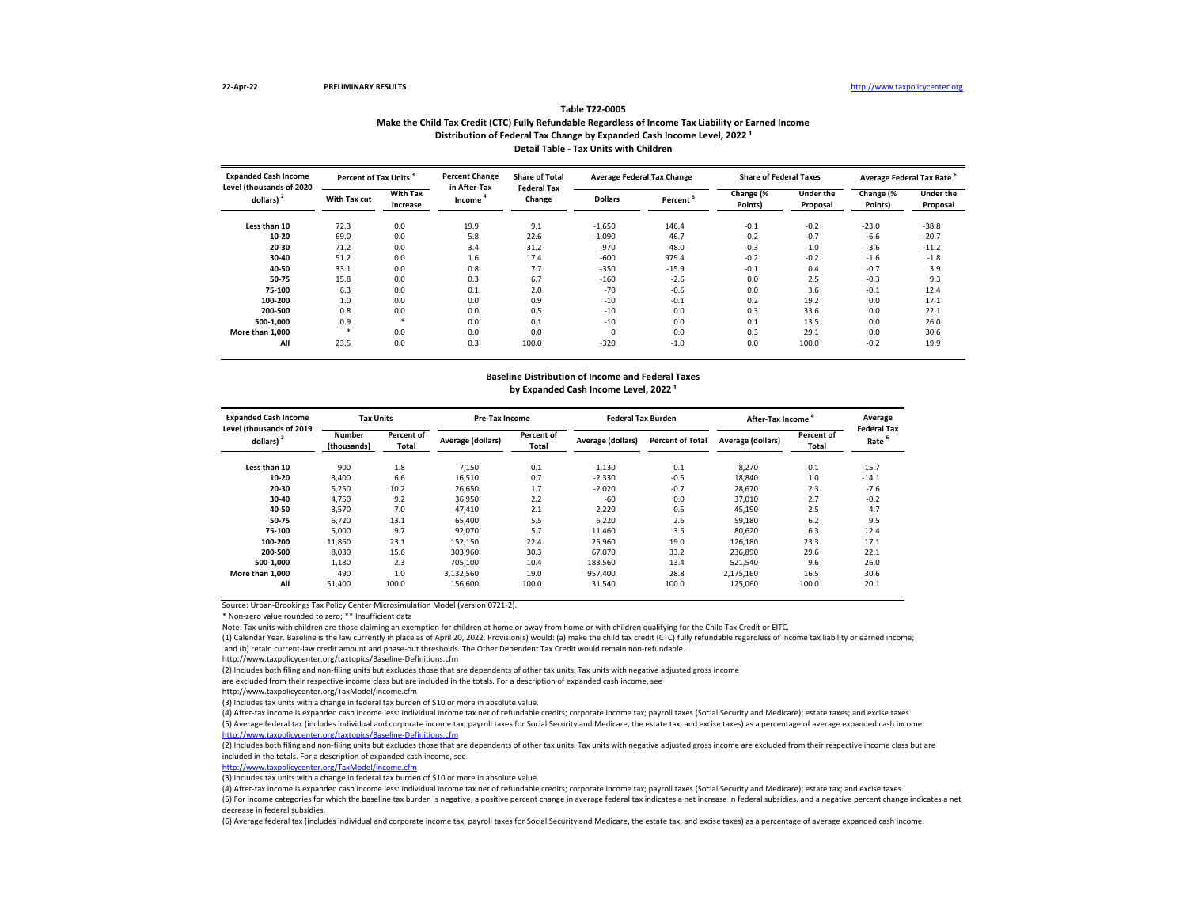22-Apr-22 **PRELIMINARY RESULTS** http://www.taxpolicycenter.org

**Table T22-0005**
**Make the Child Tax Credit (CTC) Fully Refundable Regardless of Income Tax Liability or Earned Income**
**Distribution of Federal Tax Change by Expanded Cash Income Level, 2022 [1]**
**Detail Table - Tax Units with Children**

| Expanded Cash Income Level (thousands of 2020 dollars) [2] | Percent of Tax Units [3] | | Percent Change in After-Tax Income [4] | Share of Total Federal Tax Change | Average Federal Tax Change | | Share of Federal Taxes | | Average Federal Tax Rate [6] | |
|---|---|---|---|---|---|---|---|---|---|---|
| | With Tax cut | With Tax Increase | | | Dollars | Percent [5] | Change (% Points) | Under the Proposal | Change (% Points) | Under the Proposal |
| Less than 10 | 72.3 | 0.0 | 19.9 | 9.1 | -1,650 | 146.4 | -0.1 | -0.2 | -23.0 | -38.8 |
| 10-20 | 69.0 | 0.0 | 5.8 | 22.6 | -1,090 | 46.7 | -0.2 | -0.7 | -6.6 | -20.7 |
| 20-30 | 71.2 | 0.0 | 3.4 | 31.2 | -970 | 48.0 | -0.3 | -1.0 | -3.6 | -11.2 |
| 30-40 | 51.2 | 0.0 | 1.6 | 17.4 | -600 | 979.4 | -0.2 | -0.2 | -1.6 | -1.8 |
| 40-50 | 33.1 | 0.0 | 0.8 | 7.7 | -350 | -15.9 | -0.1 | 0.4 | -0.7 | 3.9 |
| 50-75 | 15.8 | 0.0 | 0.3 | 6.7 | -160 | -2.6 | 0.0 | 2.5 | -0.3 | 9.3 |
| 75-100 | 6.3 | 0.0 | 0.1 | 2.0 | -70 | -0.6 | 0.0 | 3.6 | -0.1 | 12.4 |
| 100-200 | 1.0 | 0.0 | 0.0 | 0.9 | -10 | -0.1 | 0.2 | 19.2 | 0.0 | 17.1 |
| 200-500 | 0.8 | 0.0 | 0.0 | 0.5 | -10 | 0.0 | 0.3 | 33.6 | 0.0 | 22.1 |
| 500-1,000 | 0.9 | * | 0.0 | 0.1 | -10 | 0.0 | 0.1 | 13.5 | 0.0 | 26.0 |
| More than 1,000 | * | 0.0 | 0.0 | 0.0 | 0 | 0.0 | 0.3 | 29.1 | 0.0 | 30.6 |
| All | 23.5 | 0.0 | 0.3 | 100.0 | -320 | -1.0 | 0.0 | 100.0 | -0.2 | 19.9 |

**Baseline Distribution of Income and Federal Taxes**
**by Expanded Cash Income Level, 2022 [1]**

| Expanded Cash Income Level (thousands of 2019 dollars) [2] | Tax Units | | Pre-Tax Income | | Federal Tax Burden | | After-Tax Income [4] | | Average Federal Tax Rate [6] |
|---|---|---|---|---|---|---|---|---|---|
| | Number (thousands) | Percent of Total | Average (dollars) | Percent of Total | Average (dollars) | Percent of Total | Average (dollars) | Percent of Total | |
| Less than 10 | 900 | 1.8 | 7,150 | 0.1 | -1,130 | -0.1 | 8,270 | 0.1 | -15.7 |
| 10-20 | 3,400 | 6.6 | 16,510 | 0.7 | -2,330 | -0.5 | 18,840 | 1.0 | -14.1 |
| 20-30 | 5,250 | 10.2 | 26,650 | 1.7 | -2,020 | -0.7 | 28,670 | 2.3 | -7.6 |
| 30-40 | 4,750 | 9.2 | 36,950 | 2.2 | -60 | 0.0 | 37,010 | 2.7 | -0.2 |
| 40-50 | 3,570 | 7.0 | 47,410 | 2.1 | 2,220 | 0.5 | 45,190 | 2.5 | 4.7 |
| 50-75 | 6,720 | 13.1 | 65,400 | 5.5 | 6,220 | 2.6 | 59,180 | 6.2 | 9.5 |
| 75-100 | 5,000 | 9.7 | 92,070 | 5.7 | 11,460 | 3.5 | 80,620 | 6.3 | 12.4 |
| 100-200 | 11,860 | 23.1 | 152,150 | 22.4 | 25,960 | 19.0 | 126,180 | 23.3 | 17.1 |
| 200-500 | 8,030 | 15.6 | 303,960 | 30.3 | 67,070 | 33.2 | 236,890 | 29.6 | 22.1 |
| 500-1,000 | 1,180 | 2.3 | 705,100 | 10.4 | 183,560 | 13.4 | 521,540 | 9.6 | 26.0 |
| More than 1,000 | 490 | 1.0 | 3,132,560 | 19.0 | 957,400 | 28.8 | 2,175,160 | 16.5 | 30.6 |
| All | 51,400 | 100.0 | 156,600 | 100.0 | 31,540 | 100.0 | 125,060 | 100.0 | 20.1 |

Source: Urban-Brookings Tax Policy Center Microsimulation Model (version 0721-2).

* Non-zero value rounded to zero; ** Insufficient data

Note: Tax units with children are those claiming an exemption for children at home or away from home or with children qualifying for the Child Tax Credit or EITC.

(1) Calendar Year. Baseline is the law currently in place as of April 20, 2022. Provision(s) would: (a) make the child tax credit (CTC) fully refundable regardless of income tax liability or earned income; and (b) retain current-law credit amount and phase-out thresholds. The Other Dependent Tax Credit would remain non-refundable.

http://www.taxpolicycenter.org/taxtopics/Baseline-Definitions.cfm

(2) Includes both filing and non-filing units but excludes those that are dependents of other tax units. Tax units with negative adjusted gross income are excluded from their respective income class but are included in the totals. For a description of expanded cash income, see

http://www.taxpolicycenter.org/TaxModel/income.cfm

(3) Includes tax units with a change in federal tax burden of $10 or more in absolute value.

(4) After-tax income is expanded cash income less: individual income tax net of refundable credits; corporate income tax; payroll taxes (Social Security and Medicare); estate taxes; and excise taxes.

(5) Average federal tax (includes individual and corporate income tax, payroll taxes for Social Security and Medicare, the estate tax, and excise taxes) as a percentage of average expanded cash income.

http://www.taxpolicycenter.org/taxtopics/Baseline-Definitions.cfm

(2) Includes both filing and non-filing units but excludes those that are dependents of other tax units. Tax units with negative adjusted gross income are excluded from their respective income class but are included in the totals. For a description of expanded cash income, see

http://www.taxpolicycenter.org/TaxModel/income.cfm

(3) Includes tax units with a change in federal tax burden of $10 or more in absolute value.

(4) After-tax income is expanded cash income less: individual income tax net of refundable credits; corporate income tax; payroll taxes (Social Security and Medicare); estate tax; and excise taxes.

(5) For income categories for which the baseline tax burden is negative, a positive percent change in average federal tax indicates a net increase in federal subsidies, and a negative percent change indicates a net decrease in federal subsidies.

(6) Average federal tax (includes individual and corporate income tax, payroll taxes for Social Security and Medicare, the estate tax, and excise taxes) as a percentage of average expanded cash income.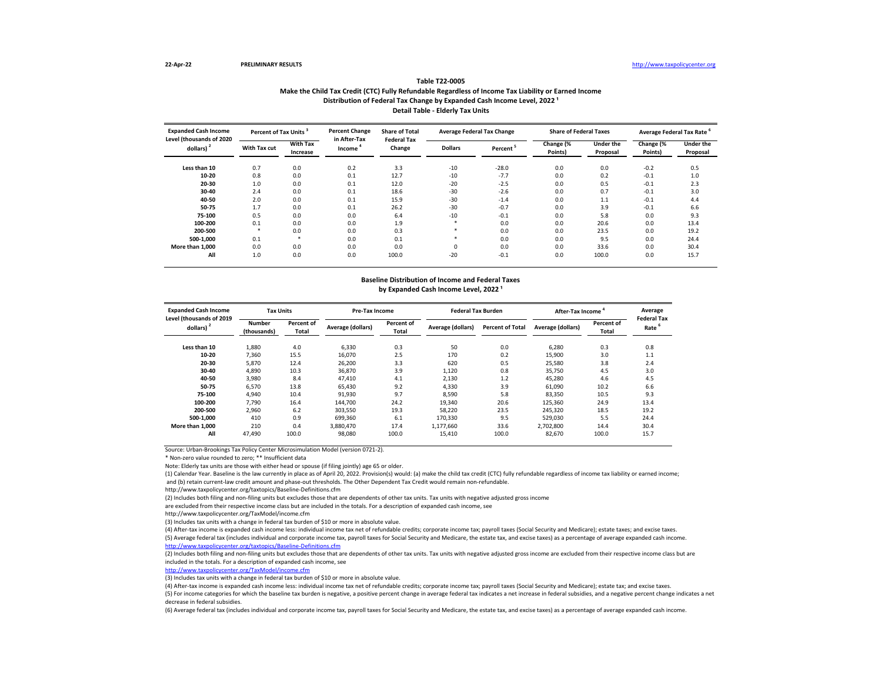22-Apr-22 PRELIMINARY RESULTS http://www.taxpolicycenter.org

### Table T22-0005

### Make the Child Tax Credit (CTC) Fully Refundable Regardless of Income Tax Liability or Earned Income

### Distribution of Federal Tax Change by Expanded Cash Income Level, 2022 [1]

### Detail Table - Elderly Tax Units

| Expanded Cash Income Level (thousands of 2020 dollars) [2] | Percent of Tax Units [3] | | Percent Change in After-Tax Income [4] | Share of Total Federal Tax Change | Average Federal Tax Change | | Share of Federal Taxes | | Average Federal Tax Rate [6] | |
|---|---|---|---|---|---|---|---|---|---|---|
| | With Tax cut | With Tax Increase | | | Dollars | Percent [5] | Change (% Points) | Under the Proposal | Change (% Points) | Under the Proposal |
| Less than 10 | 0.7 | 0.0 | 0.2 | 3.3 | -10 | -28.0 | 0.0 | 0.0 | -0.2 | 0.5 |
| 10-20 | 0.8 | 0.0 | 0.1 | 12.7 | -10 | -7.7 | 0.0 | 0.2 | -0.1 | 1.0 |
| 20-30 | 1.0 | 0.0 | 0.1 | 12.0 | -20 | -2.5 | 0.0 | 0.5 | -0.1 | 2.3 |
| 30-40 | 2.4 | 0.0 | 0.1 | 18.6 | -30 | -2.6 | 0.0 | 0.7 | -0.1 | 3.0 |
| 40-50 | 2.0 | 0.0 | 0.1 | 15.9 | -30 | -1.4 | 0.0 | 1.1 | -0.1 | 4.4 |
| 50-75 | 1.7 | 0.0 | 0.1 | 26.2 | -30 | -0.7 | 0.0 | 3.9 | -0.1 | 6.6 |
| 75-100 | 0.5 | 0.0 | 0.0 | 6.4 | -10 | -0.1 | 0.0 | 5.8 | 0.0 | 9.3 |
| 100-200 | 0.1 | 0.0 | 0.0 | 1.9 | * | 0.0 | 0.0 | 20.6 | 0.0 | 13.4 |
| 200-500 | * | 0.0 | 0.0 | 0.3 | * | 0.0 | 0.0 | 23.5 | 0.0 | 19.2 |
| 500-1,000 | 0.1 | * | 0.0 | 0.1 | * | 0.0 | 0.0 | 9.5 | 0.0 | 24.4 |
| More than 1,000 | 0.0 | 0.0 | 0.0 | 0.0 | 0 | 0.0 | 0.0 | 33.6 | 0.0 | 30.4 |
| All | 1.0 | 0.0 | 0.0 | 100.0 | -20 | -0.1 | 0.0 | 100.0 | 0.0 | 15.7 |

### Baseline Distribution of Income and Federal Taxes by Expanded Cash Income Level, 2022 [1]

| Expanded Cash Income Level (thousands of 2019 dollars) [2] | Tax Units | | Pre-Tax Income | | Federal Tax Burden | | After-Tax Income [4] | | Average Federal Tax Rate [6] |
|---|---|---|---|---|---|---|---|---|---|
| | Number (thousands) | Percent of Total | Average (dollars) | Percent of Total | Average (dollars) | Percent of Total | Average (dollars) | Percent of Total | |
| Less than 10 | 1,880 | 4.0 | 6,330 | 0.3 | 50 | 0.0 | 6,280 | 0.3 | 0.8 |
| 10-20 | 7,360 | 15.5 | 16,070 | 2.5 | 170 | 0.2 | 15,900 | 3.0 | 1.1 |
| 20-30 | 5,870 | 12.4 | 26,200 | 3.3 | 620 | 0.5 | 25,580 | 3.8 | 2.4 |
| 30-40 | 4,890 | 10.3 | 36,870 | 3.9 | 1,120 | 0.8 | 35,750 | 4.5 | 3.0 |
| 40-50 | 3,980 | 8.4 | 47,410 | 4.1 | 2,130 | 1.2 | 45,280 | 4.6 | 4.5 |
| 50-75 | 6,570 | 13.8 | 65,430 | 9.2 | 4,330 | 3.9 | 61,090 | 10.2 | 6.6 |
| 75-100 | 4,940 | 10.4 | 91,930 | 9.7 | 8,590 | 5.8 | 83,350 | 10.5 | 9.3 |
| 100-200 | 7,790 | 16.4 | 144,700 | 24.2 | 19,340 | 20.6 | 125,360 | 24.9 | 13.4 |
| 200-500 | 2,960 | 6.2 | 303,550 | 19.3 | 58,220 | 23.5 | 245,320 | 18.5 | 19.2 |
| 500-1,000 | 410 | 0.9 | 699,360 | 6.1 | 170,330 | 9.5 | 529,030 | 5.5 | 24.4 |
| More than 1,000 | 210 | 0.4 | 3,880,470 | 17.4 | 1,177,660 | 33.6 | 2,702,800 | 14.4 | 30.4 |
| All | 47,490 | 100.0 | 98,080 | 100.0 | 15,410 | 100.0 | 82,670 | 100.0 | 15.7 |

Source: Urban-Brookings Tax Policy Center Microsimulation Model (version 0721-2).

* Non-zero value rounded to zero; ** Insufficient data

Note: Elderly tax units are those with either head or spouse (if filing jointly) age 65 or older.

(1) Calendar Year. Baseline is the law currently in place as of April 20, 2022. Provision(s) would: (a) make the child tax credit (CTC) fully refundable regardless of income tax liability or earned income; and (b) retain current-law credit amount and phase-out thresholds. The Other Dependent Tax Credit would remain non-refundable.

http://www.taxpolicycenter.org/taxtopics/Baseline-Definitions.cfm

(2) Includes both filing and non-filing units but excludes those that are dependents of other tax units. Tax units with negative adjusted gross income are excluded from their respective income class but are included in the totals. For a description of expanded cash income, see

http://www.taxpolicycenter.org/TaxModel/income.cfm

(3) Includes tax units with a change in federal tax burden of $10 or more in absolute value.

(4) After-tax income is expanded cash income less: individual income tax net of refundable credits; corporate income tax; payroll taxes (Social Security and Medicare); estate taxes; and excise taxes.

(5) Average federal tax (includes individual and corporate income tax, payroll taxes for Social Security and Medicare, the estate tax, and excise taxes) as a percentage of average expanded cash income.

http://www.taxpolicycenter.org/taxtopics/Baseline-Definitions.cfm

(2) Includes both filing and non-filing units but excludes those that are dependents of other tax units. Tax units with negative adjusted gross income are excluded from their respective income class but are included in the totals. For a description of expanded cash income, see

http://www.taxpolicycenter.org/TaxModel/income.cfm

(3) Includes tax units with a change in federal tax burden of $10 or more in absolute value.

(4) After-tax income is expanded cash income less: individual income tax net of refundable credits; corporate income tax; payroll taxes (Social Security and Medicare); estate tax; and excise taxes.

(5) For income categories for which the baseline tax burden is negative, a positive percent change in average federal tax indicates a net increase in federal subsidies, and a negative percent change indicates a net decrease in federal subsidies.

(6) Average federal tax (includes individual and corporate income tax, payroll taxes for Social Security and Medicare, the estate tax, and excise taxes) as a percentage of average expanded cash income.